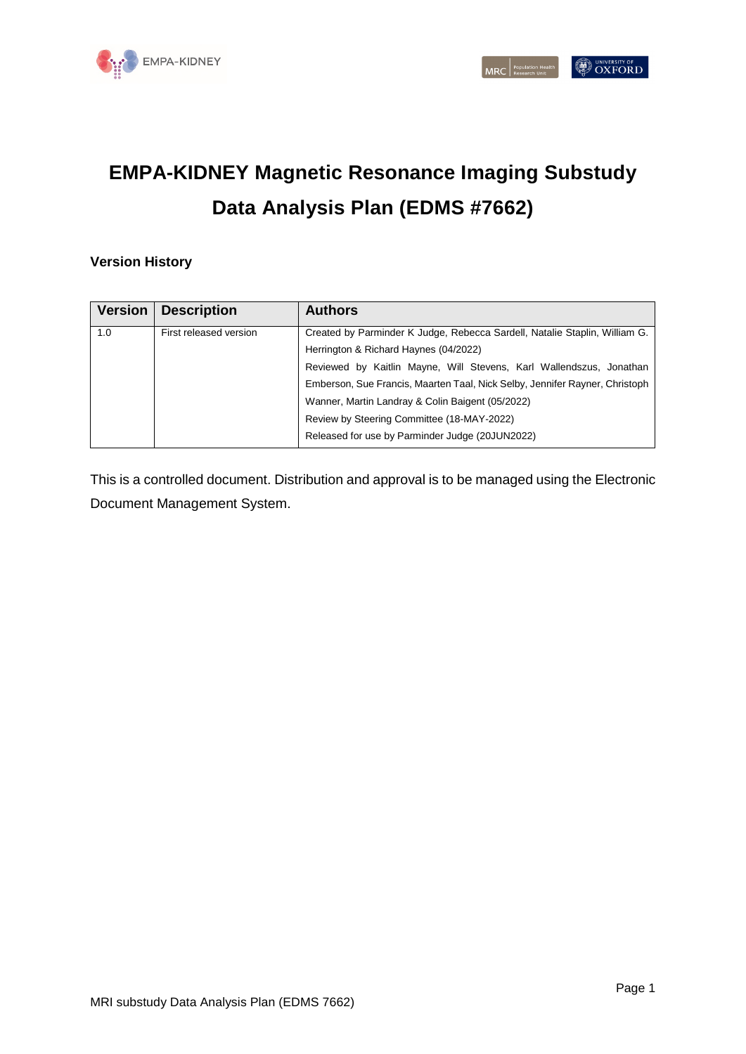# EMPA-KIDNEY Magnetic Resonance Imaging Substudy Data Analysis Plan (EDMS #7662)

**Version History**

| Version | Description | Authors |
|---|---|---|
| 1.0 | First released version | Created by Parminder K Judge, Rebecca Sardell, Natalie Staplin, William G. Herrington & Richard Haynes (04/2022)<br>Reviewed by Kaitlin Mayne, Will Stevens, Karl Wallendszus, Jonathan Emberson, Sue Francis, Maarten Taal, Nick Selby, Jennifer Rayner, Christoph Wanner, Martin Landray & Colin Baigent (05/2022)<br>Review by Steering Committee (18-MAY-2022)<br>Released for use by Parminder Judge (20JUN2022) |

This is a controlled document. Distribution and approval is to be managed using the Electronic Document Management System.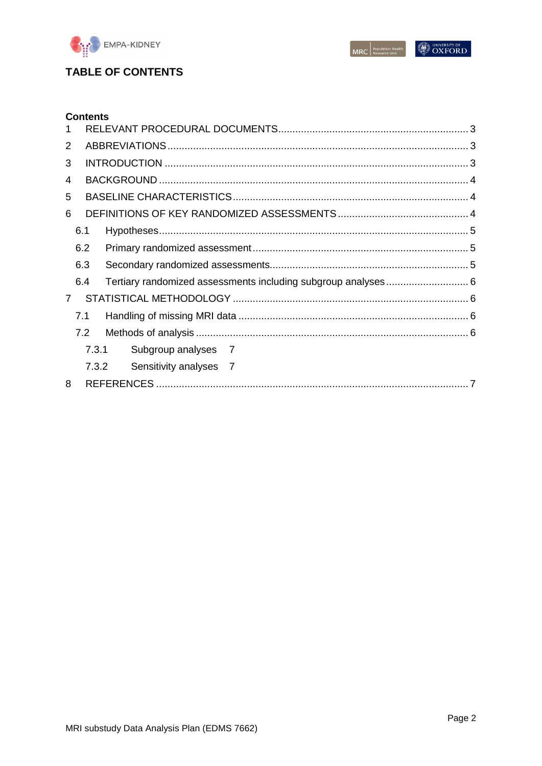# TABLE OF CONTENTS

**Contents**

1 RELEVANT PROCEDURAL DOCUMENTS ........ 3

2 ABBREVIATIONS ........ 3

3 INTRODUCTION ........ 3

4 BACKGROUND ........ 4

5 BASELINE CHARACTERISTICS ........ 4

6 DEFINITIONS OF KEY RANDOMIZED ASSESSMENTS ........ 4

  6.1 Hypotheses ........ 5

  6.2 Primary randomized assessment ........ 5

  6.3 Secondary randomized assessments ........ 5

  6.4 Tertiary randomized assessments including subgroup analyses ........ 6

7 STATISTICAL METHODOLOGY ........ 6

  7.1 Handling of missing MRI data ........ 6

  7.2 Methods of analysis ........ 6

    7.3.1 Subgroup analyses 7

    7.3.2 Sensitivity analyses 7

8 REFERENCES ........ 7

MRI substudy Data Analysis Plan (EDMS 7662)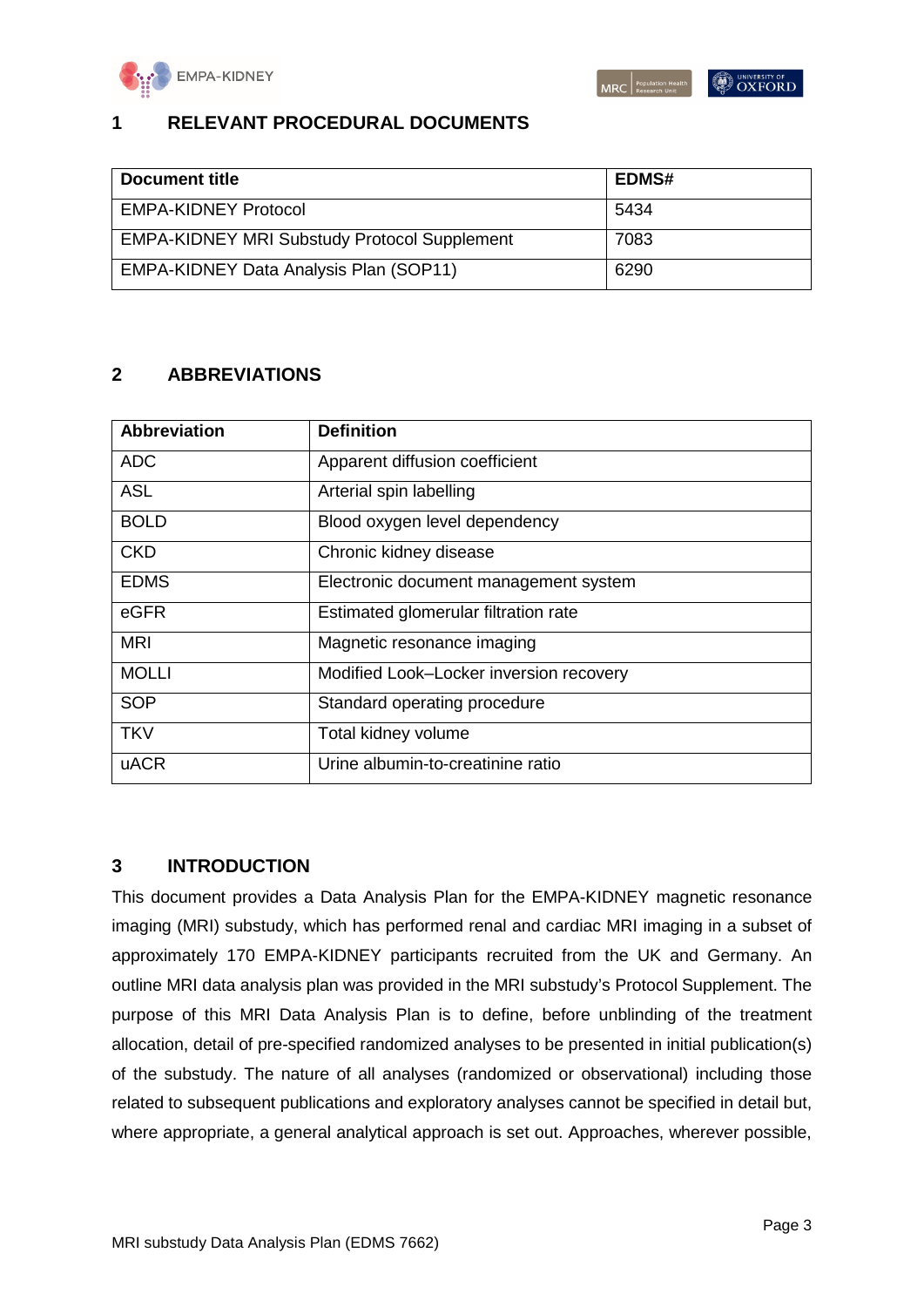## 1 RELEVANT PROCEDURAL DOCUMENTS

| Document title | EDMS# |
|---|---|
| EMPA-KIDNEY Protocol | 5434 |
| EMPA-KIDNEY MRI Substudy Protocol Supplement | 7083 |
| EMPA-KIDNEY Data Analysis Plan (SOP11) | 6290 |

## 2 ABBREVIATIONS

| Abbreviation | Definition |
|---|---|
| ADC | Apparent diffusion coefficient |
| ASL | Arterial spin labelling |
| BOLD | Blood oxygen level dependency |
| CKD | Chronic kidney disease |
| EDMS | Electronic document management system |
| eGFR | Estimated glomerular filtration rate |
| MRI | Magnetic resonance imaging |
| MOLLI | Modified Look–Locker inversion recovery |
| SOP | Standard operating procedure |
| TKV | Total kidney volume |
| uACR | Urine albumin-to-creatinine ratio |

## 3 INTRODUCTION

This document provides a Data Analysis Plan for the EMPA-KIDNEY magnetic resonance imaging (MRI) substudy, which has performed renal and cardiac MRI imaging in a subset of approximately 170 EMPA-KIDNEY participants recruited from the UK and Germany. An outline MRI data analysis plan was provided in the MRI substudy's Protocol Supplement. The purpose of this MRI Data Analysis Plan is to define, before unblinding of the treatment allocation, detail of pre-specified randomized analyses to be presented in initial publication(s) of the substudy. The nature of all analyses (randomized or observational) including those related to subsequent publications and exploratory analyses cannot be specified in detail but, where appropriate, a general analytical approach is set out. Approaches, wherever possible,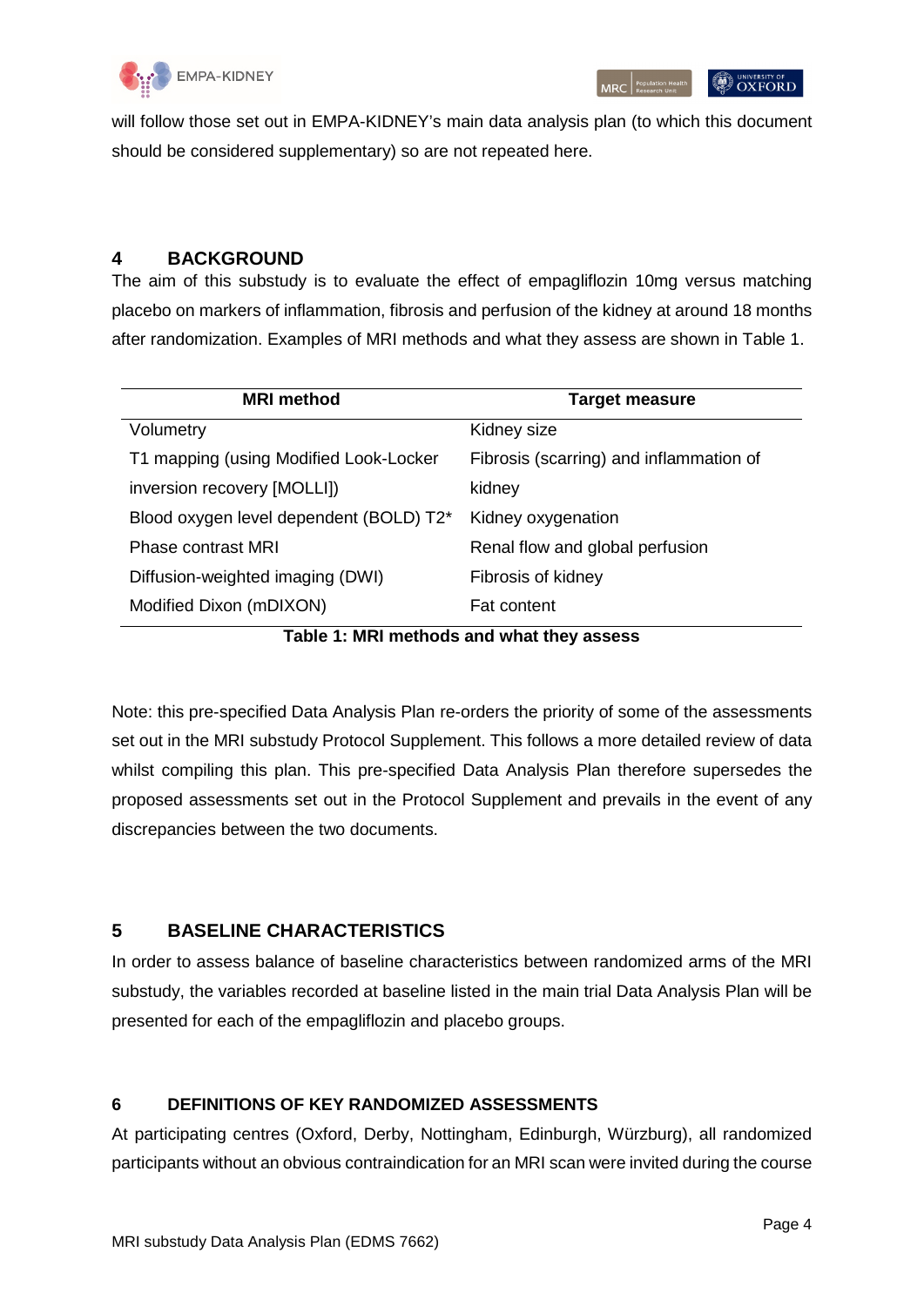will follow those set out in EMPA-KIDNEY's main data analysis plan (to which this document should be considered supplementary) so are not repeated here.

## 4 BACKGROUND

The aim of this substudy is to evaluate the effect of empagliflozin 10mg versus matching placebo on markers of inflammation, fibrosis and perfusion of the kidney at around 18 months after randomization. Examples of MRI methods and what they assess are shown in Table 1.

| MRI method | Target measure |
|---|---|
| Volumetry | Kidney size |
| T1 mapping (using Modified Look-Locker inversion recovery [MOLLI]) | Fibrosis (scarring) and inflammation of kidney |
| Blood oxygen level dependent (BOLD) T2* | Kidney oxygenation |
| Phase contrast MRI | Renal flow and global perfusion |
| Diffusion-weighted imaging (DWI) | Fibrosis of kidney |
| Modified Dixon (mDIXON) | Fat content |

**Table 1: MRI methods and what they assess**

Note: this pre-specified Data Analysis Plan re-orders the priority of some of the assessments set out in the MRI substudy Protocol Supplement. This follows a more detailed review of data whilst compiling this plan. This pre-specified Data Analysis Plan therefore supersedes the proposed assessments set out in the Protocol Supplement and prevails in the event of any discrepancies between the two documents.

## 5 BASELINE CHARACTERISTICS

In order to assess balance of baseline characteristics between randomized arms of the MRI substudy, the variables recorded at baseline listed in the main trial Data Analysis Plan will be presented for each of the empagliflozin and placebo groups.

## 6 DEFINITIONS OF KEY RANDOMIZED ASSESSMENTS

At participating centres (Oxford, Derby, Nottingham, Edinburgh, Würzburg), all randomized participants without an obvious contraindication for an MRI scan were invited during the course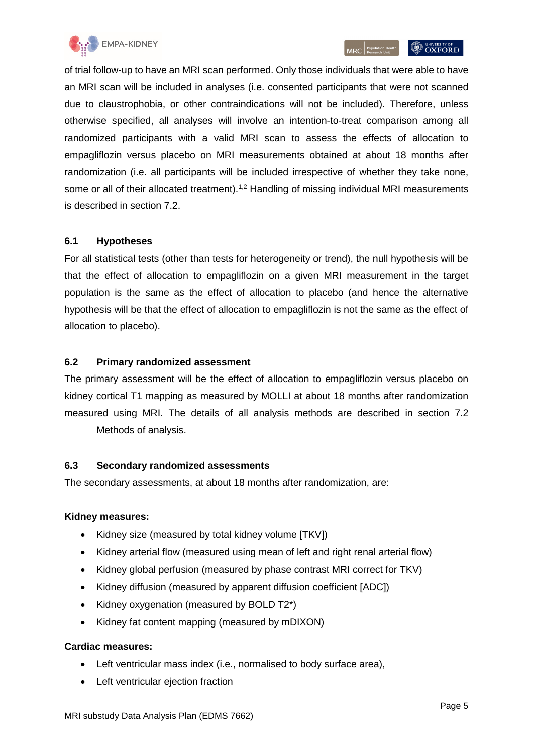of trial follow-up to have an MRI scan performed. Only those individuals that were able to have an MRI scan will be included in analyses (i.e. consented participants that were not scanned due to claustrophobia, or other contraindications will not be included). Therefore, unless otherwise specified, all analyses will involve an intention-to-treat comparison among all randomized participants with a valid MRI scan to assess the effects of allocation to empagliflozin versus placebo on MRI measurements obtained at about 18 months after randomization (i.e. all participants will be included irrespective of whether they take none, some or all of their allocated treatment).[1,2] Handling of missing individual MRI measurements is described in section 7.2.

## 6.1 Hypotheses

For all statistical tests (other than tests for heterogeneity or trend), the null hypothesis will be that the effect of allocation to empagliflozin on a given MRI measurement in the target population is the same as the effect of allocation to placebo (and hence the alternative hypothesis will be that the effect of allocation to empagliflozin is not the same as the effect of allocation to placebo).

## 6.2 Primary randomized assessment

The primary assessment will be the effect of allocation to empagliflozin versus placebo on kidney cortical T1 mapping as measured by MOLLI at about 18 months after randomization measured using MRI. The details of all analysis methods are described in section 7.2 Methods of analysis.

## 6.3 Secondary randomized assessments

The secondary assessments, at about 18 months after randomization, are:

**Kidney measures:**

- Kidney size (measured by total kidney volume [TKV])
- Kidney arterial flow (measured using mean of left and right renal arterial flow)
- Kidney global perfusion (measured by phase contrast MRI correct for TKV)
- Kidney diffusion (measured by apparent diffusion coefficient [ADC])
- Kidney oxygenation (measured by BOLD T2*)
- Kidney fat content mapping (measured by mDIXON)

**Cardiac measures:**

- Left ventricular mass index (i.e., normalised to body surface area),
- Left ventricular ejection fraction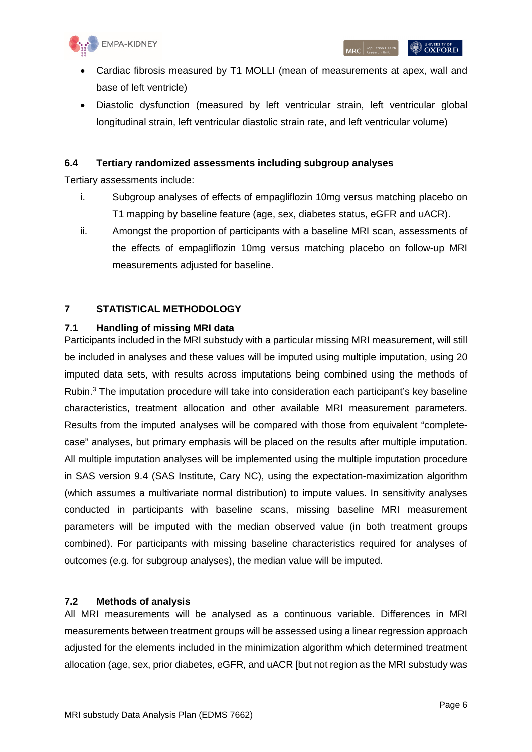- Cardiac fibrosis measured by T1 MOLLI (mean of measurements at apex, wall and base of left ventricle)
- Diastolic dysfunction (measured by left ventricular strain, left ventricular global longitudinal strain, left ventricular diastolic strain rate, and left ventricular volume)

### 6.4 Tertiary randomized assessments including subgroup analyses

Tertiary assessments include:

i. Subgroup analyses of effects of empagliflozin 10mg versus matching placebo on T1 mapping by baseline feature (age, sex, diabetes status, eGFR and uACR).

ii. Amongst the proportion of participants with a baseline MRI scan, assessments of the effects of empagliflozin 10mg versus matching placebo on follow-up MRI measurements adjusted for baseline.

## 7 STATISTICAL METHODOLOGY

### 7.1 Handling of missing MRI data

Participants included in the MRI substudy with a particular missing MRI measurement, will still be included in analyses and these values will be imputed using multiple imputation, using 20 imputed data sets, with results across imputations being combined using the methods of Rubin.[3] The imputation procedure will take into consideration each participant's key baseline characteristics, treatment allocation and other available MRI measurement parameters. Results from the imputed analyses will be compared with those from equivalent "complete-case" analyses, but primary emphasis will be placed on the results after multiple imputation. All multiple imputation analyses will be implemented using the multiple imputation procedure in SAS version 9.4 (SAS Institute, Cary NC), using the expectation-maximization algorithm (which assumes a multivariate normal distribution) to impute values. In sensitivity analyses conducted in participants with baseline scans, missing baseline MRI measurement parameters will be imputed with the median observed value (in both treatment groups combined). For participants with missing baseline characteristics required for analyses of outcomes (e.g. for subgroup analyses), the median value will be imputed.

### 7.2 Methods of analysis

All MRI measurements will be analysed as a continuous variable. Differences in MRI measurements between treatment groups will be assessed using a linear regression approach adjusted for the elements included in the minimization algorithm which determined treatment allocation (age, sex, prior diabetes, eGFR, and uACR [but not region as the MRI substudy was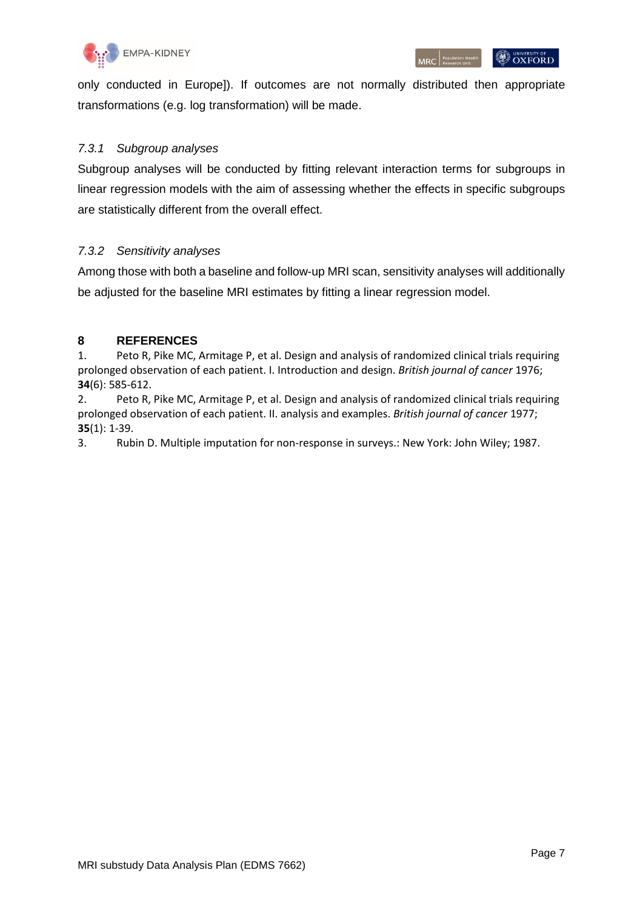only conducted in Europe]). If outcomes are not normally distributed then appropriate transformations (e.g. log transformation) will be made.

### *7.3.1 Subgroup analyses*

Subgroup analyses will be conducted by fitting relevant interaction terms for subgroups in linear regression models with the aim of assessing whether the effects in specific subgroups are statistically different from the overall effect.

### *7.3.2 Sensitivity analyses*

Among those with both a baseline and follow-up MRI scan, sensitivity analyses will additionally be adjusted for the baseline MRI estimates by fitting a linear regression model.

## 8 REFERENCES

1. Peto R, Pike MC, Armitage P, et al. Design and analysis of randomized clinical trials requiring prolonged observation of each patient. I. Introduction and design. *British journal of cancer* 1976; **34**(6): 585-612.
2. Peto R, Pike MC, Armitage P, et al. Design and analysis of randomized clinical trials requiring prolonged observation of each patient. II. analysis and examples. *British journal of cancer* 1977; **35**(1): 1-39.
3. Rubin D. Multiple imputation for non-response in surveys.: New York: John Wiley; 1987.